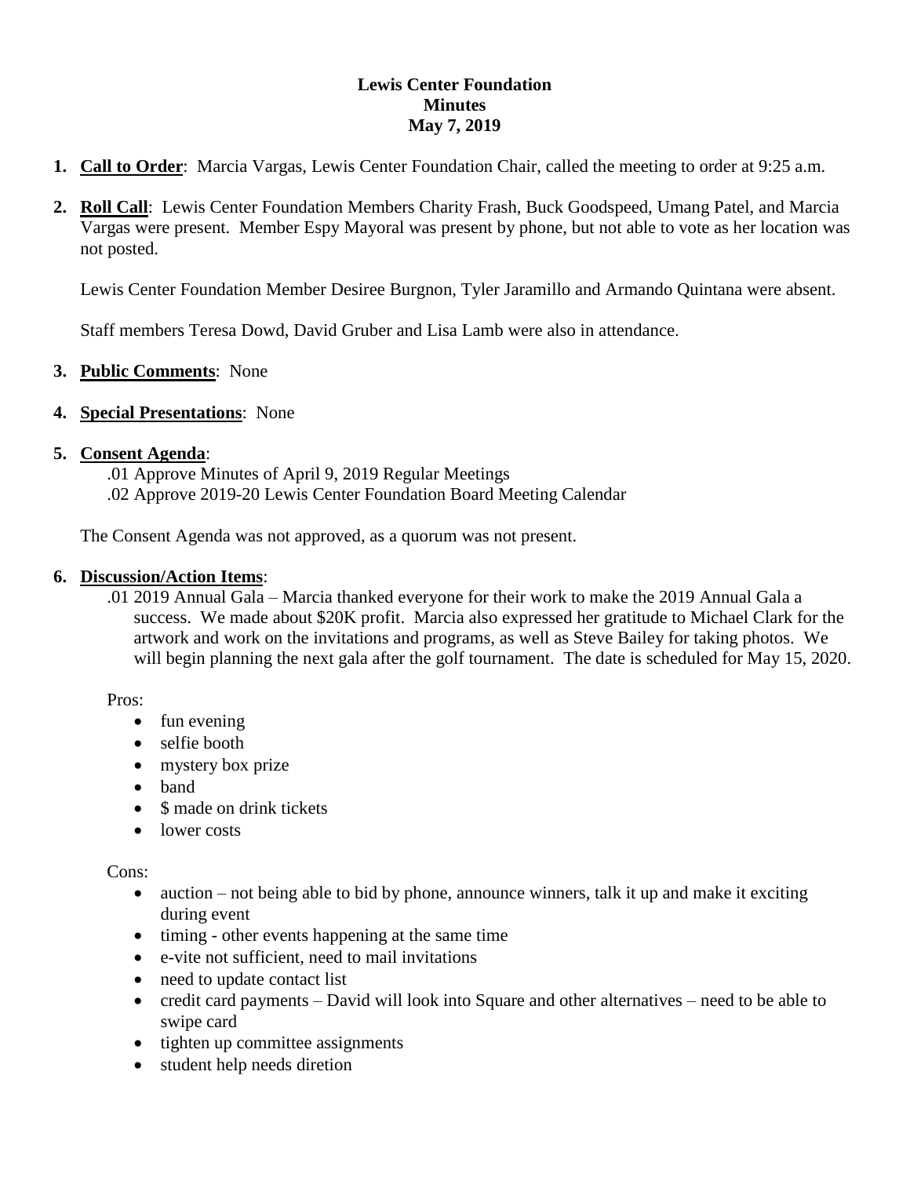**Lewis Center Foundation**
**Minutes**
**May 7, 2019**

1. **Call to Order**: Marcia Vargas, Lewis Center Foundation Chair, called the meeting to order at 9:25 a.m.

2. **Roll Call**: Lewis Center Foundation Members Charity Frash, Buck Goodspeed, Umang Patel, and Marcia Vargas were present. Member Espy Mayoral was present by phone, but not able to vote as her location was not posted.

   Lewis Center Foundation Member Desiree Burgnon, Tyler Jaramillo and Armando Quintana were absent.

   Staff members Teresa Dowd, David Gruber and Lisa Lamb were also in attendance.

3. **Public Comments**: None

4. **Special Presentations**: None

5. **Consent Agenda**:
   .01 Approve Minutes of April 9, 2019 Regular Meetings
   .02 Approve 2019-20 Lewis Center Foundation Board Meeting Calendar

   The Consent Agenda was not approved, as a quorum was not present.

6. **Discussion/Action Items**:
   .01 2019 Annual Gala – Marcia thanked everyone for their work to make the 2019 Annual Gala a success. We made about $20K profit. Marcia also expressed her gratitude to Michael Clark for the artwork and work on the invitations and programs, as well as Steve Bailey for taking photos. We will begin planning the next gala after the golf tournament. The date is scheduled for May 15, 2020.

   Pros:

   - fun evening
   - selfie booth
   - mystery box prize
   - band
   - $ made on drink tickets
   - lower costs

   Cons:

   - auction – not being able to bid by phone, announce winners, talk it up and make it exciting during event
   - timing - other events happening at the same time
   - e-vite not sufficient, need to mail invitations
   - need to update contact list
   - credit card payments – David will look into Square and other alternatives – need to be able to swipe card
   - tighten up committee assignments
   - student help needs diretion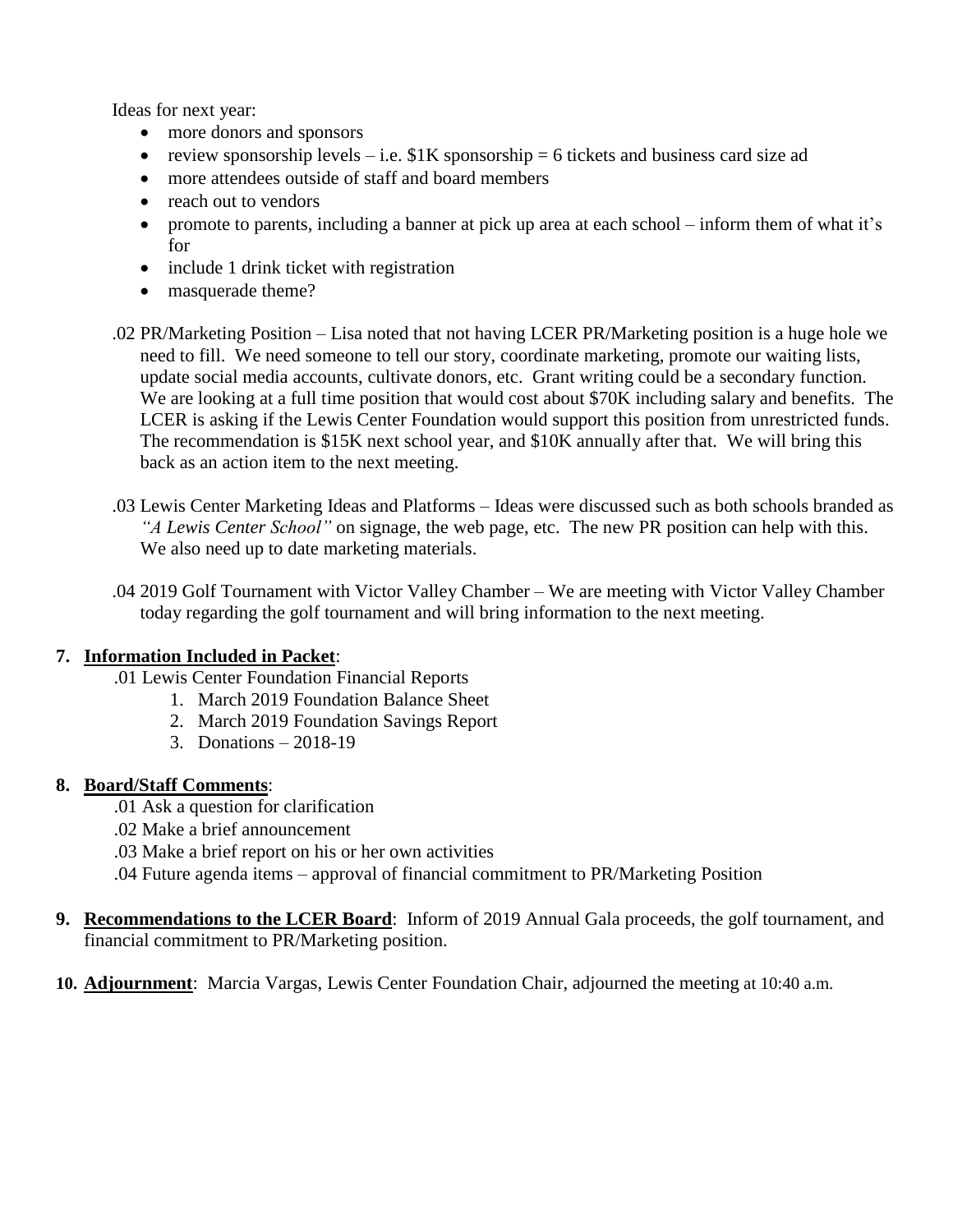Ideas for next year:

- more donors and sponsors
- review sponsorship levels – i.e. $1K sponsorship = 6 tickets and business card size ad
- more attendees outside of staff and board members
- reach out to vendors
- promote to parents, including a banner at pick up area at each school – inform them of what it's for
- include 1 drink ticket with registration
- masquerade theme?

.02 PR/Marketing Position – Lisa noted that not having LCER PR/Marketing position is a huge hole we need to fill. We need someone to tell our story, coordinate marketing, promote our waiting lists, update social media accounts, cultivate donors, etc. Grant writing could be a secondary function. We are looking at a full time position that would cost about $70K including salary and benefits. The LCER is asking if the Lewis Center Foundation would support this position from unrestricted funds. The recommendation is $15K next school year, and $10K annually after that. We will bring this back as an action item to the next meeting.

.03 Lewis Center Marketing Ideas and Platforms – Ideas were discussed such as both schools branded as *"A Lewis Center School"* on signage, the web page, etc. The new PR position can help with this. We also need up to date marketing materials.

.04 2019 Golf Tournament with Victor Valley Chamber – We are meeting with Victor Valley Chamber today regarding the golf tournament and will bring information to the next meeting.

**7. Information Included in Packet**:

.01 Lewis Center Foundation Financial Reports

1. March 2019 Foundation Balance Sheet
2. March 2019 Foundation Savings Report
3. Donations – 2018-19

**8. Board/Staff Comments**:

.01 Ask a question for clarification

.02 Make a brief announcement

.03 Make a brief report on his or her own activities

.04 Future agenda items – approval of financial commitment to PR/Marketing Position

**9. Recommendations to the LCER Board**: Inform of 2019 Annual Gala proceeds, the golf tournament, and financial commitment to PR/Marketing position.

**10. Adjournment**: Marcia Vargas, Lewis Center Foundation Chair, adjourned the meeting at 10:40 a.m.